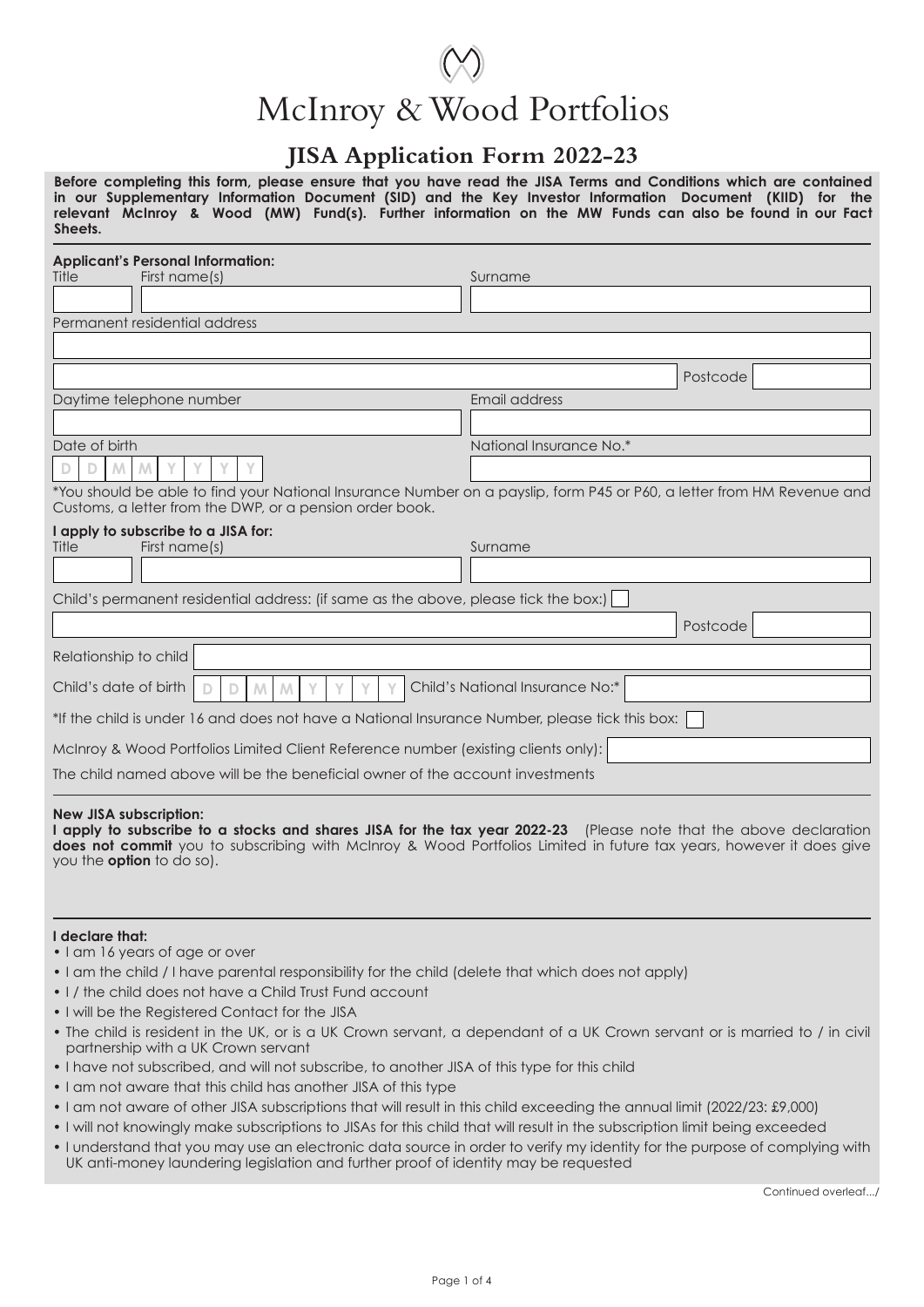# McInroy & Wood Portfolios

## JISA Application Form 2022-23

**Before completing this form, please ensure that you have read the JISA Terms and Conditions which are contained in our Supplementary Information Document (SID) and the Key Investor Information Document (KIID) for the relevant McInroy & Wood (MW) Fund(s). Further information on the MW Funds can also be found in our Fact Sheets.**

**Applicant's Personal Information:**

Title | First name(s) | Surname

Permanent residential address

Postcode

Daytime telephone number | Email address

Date of birth D D M M Y Y Y Y | National Insurance No.*

*You should be able to find your National Insurance Number on a payslip, form P45 or P60, a letter from HM Revenue and Customs, a letter from the DWP, or a pension order book.

**I apply to subscribe to a JISA for:**

Title | First name(s) | Surname

Child's permanent residential address: (if same as the above, please tick the box:) ☐

Postcode

Relationship to child

Child's date of birth D D M M Y Y Y Y | Child's National Insurance No:*

*If the child is under 16 and does not have a National Insurance Number, please tick this box: ☐

McInroy & Wood Portfolios Limited Client Reference number (existing clients only):

The child named above will be the beneficial owner of the account investments

**New JISA subscription:**

**I apply to subscribe to a stocks and shares JISA for the tax year 2022-23** (Please note that the above declaration **does not commit** you to subscribing with McInroy & Wood Portfolios Limited in future tax years, however it does give you the **option** to do so).

**I declare that:**

- I am 16 years of age or over
- I am the child / I have parental responsibility for the child (delete that which does not apply)
- I / the child does not have a Child Trust Fund account
- I will be the Registered Contact for the JISA
- The child is resident in the UK, or is a UK Crown servant, a dependant of a UK Crown servant or is married to / in civil partnership with a UK Crown servant
- I have not subscribed, and will not subscribe, to another JISA of this type for this child
- I am not aware that this child has another JISA of this type
- I am not aware of other JISA subscriptions that will result in this child exceeding the annual limit (2022/23: £9,000)
- I will not knowingly make subscriptions to JISAs for this child that will result in the subscription limit being exceeded
- I understand that you may use an electronic data source in order to verify my identity for the purpose of complying with UK anti-money laundering legislation and further proof of identity may be requested

Continued overleaf.../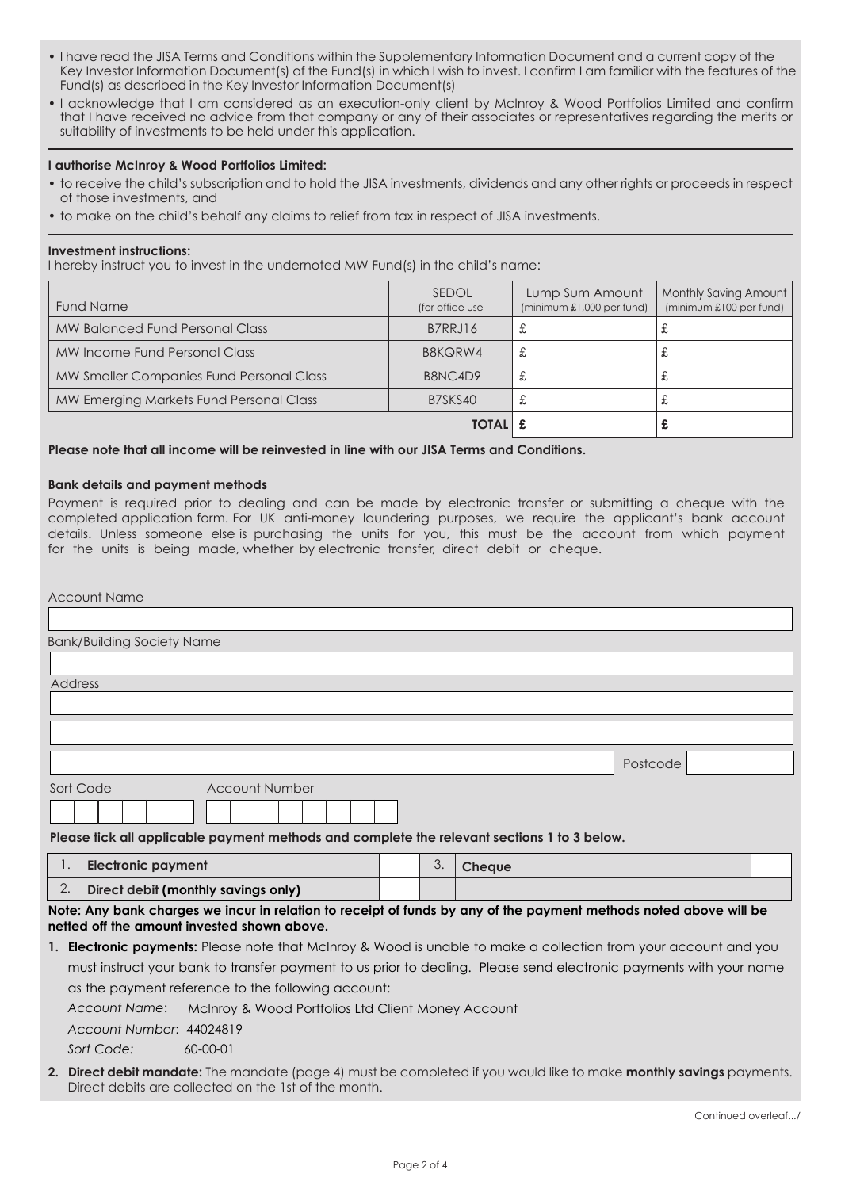- I have read the JISA Terms and Conditions within the Supplementary Information Document and a current copy of the Key Investor Information Document(s) of the Fund(s) in which I wish to invest. I confirm I am familiar with the features of the Fund(s) as described in the Key Investor Information Document(s)
- I acknowledge that I am considered as an execution-only client by McInroy & Wood Portfolios Limited and confirm that I have received no advice from that company or any of their associates or representatives regarding the merits or suitability of investments to be held under this application.

**I authorise McInroy & Wood Portfolios Limited:**

- to receive the child's subscription and to hold the JISA investments, dividends and any other rights or proceeds in respect of those investments, and
- to make on the child's behalf any claims to relief from tax in respect of JISA investments.

**Investment instructions:**

I hereby instruct you to invest in the undernoted MW Fund(s) in the child's name:

| Fund Name | SEDOL (for office use | Lump Sum Amount (minimum £1,000 per fund) | Monthly Saving Amount (minimum £100 per fund) |
|---|---|---|---|
| MW Balanced Fund Personal Class | B7RRJ16 | £ | £ |
| MW Income Fund Personal Class | B8KQRW4 | £ | £ |
| MW Smaller Companies Fund Personal Class | B8NC4D9 | £ | £ |
| MW Emerging Markets Fund Personal Class | B7SKS40 | £ | £ |
| | **TOTAL** | **£** | **£** |

**Please note that all income will be reinvested in line with our JISA Terms and Conditions.**

**Bank details and payment methods**

Payment is required prior to dealing and can be made by electronic transfer or submitting a cheque with the completed application form. For UK anti-money laundering purposes, we require the applicant's bank account details. Unless someone else is purchasing the units for you, this must be the account from which payment for the units is being made, whether by electronic transfer, direct debit or cheque.

Account Name

Bank/Building Society Name

Address

Postcode

Sort Code　　Account Number

**Please tick all applicable payment methods and complete the relevant sections 1 to 3 below.**

| | | | | | |
|---|---|---|---|---|---|
| 1. | **Electronic payment** | | 3. | **Cheque** | |
| 2. | **Direct debit (monthly savings only)** | | | | |

**Note: Any bank charges we incur in relation to receipt of funds by any of the payment methods noted above will be netted off the amount invested shown above.**

1. **Electronic payments:** Please note that McInroy & Wood is unable to make a collection from your account and you must instruct your bank to transfer payment to us prior to dealing. Please send electronic payments with your name as the payment reference to the following account:

   *Account Name*: McInroy & Wood Portfolios Ltd Client Money Account

   *Account Number*: 44024819

   *Sort Code:* 60-00-01

2. **Direct debit mandate:** The mandate (page 4) must be completed if you would like to make **monthly savings** payments. Direct debits are collected on the 1st of the month.

Continued overleaf.../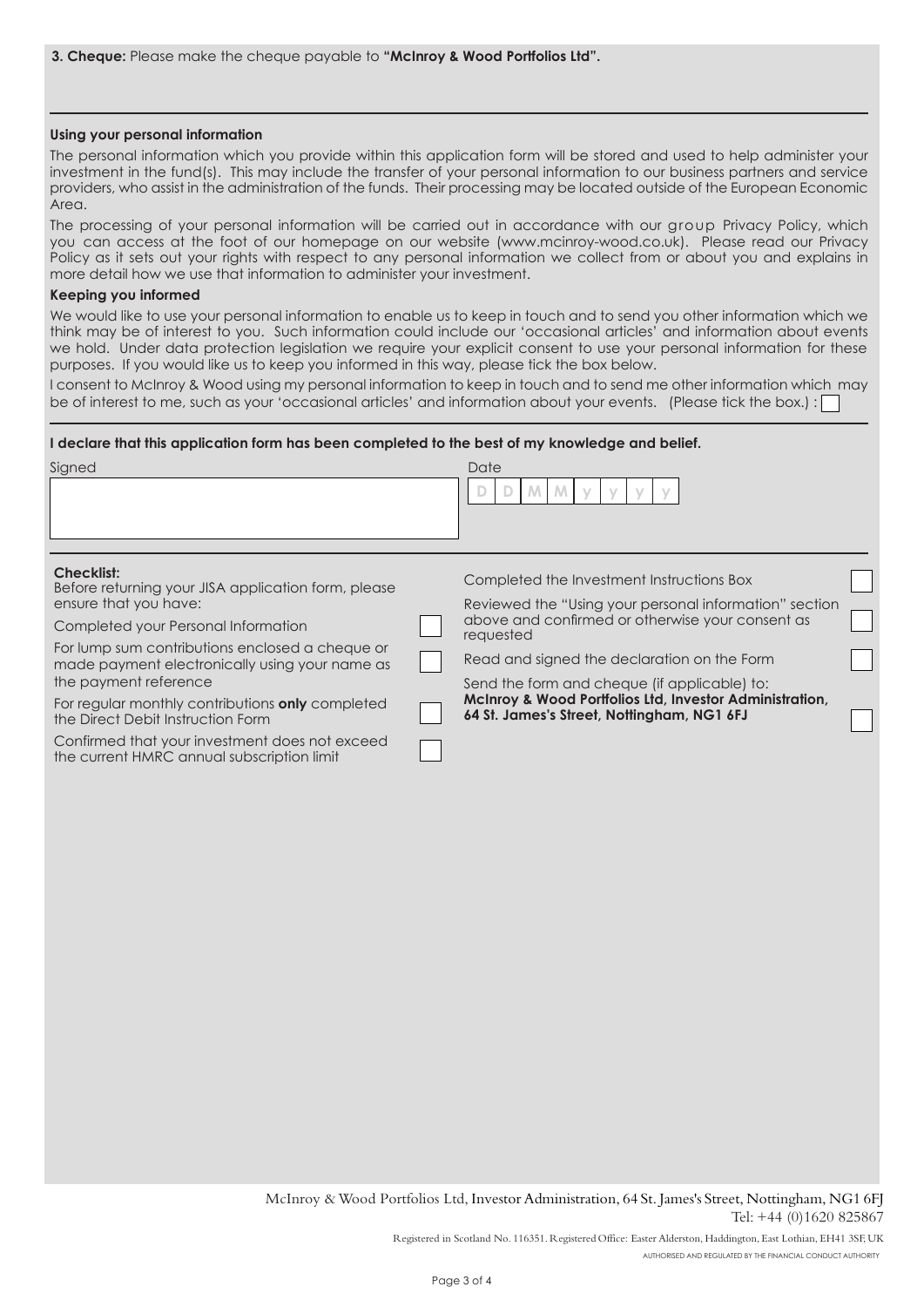**3. Cheque:** Please make the cheque payable to **"McInroy & Wood Portfolios Ltd".**

---

**Using your personal information**

The personal information which you provide within this application form will be stored and used to help administer your investment in the fund(s). This may include the transfer of your personal information to our business partners and service providers, who assist in the administration of the funds. Their processing may be located outside of the European Economic Area.

The processing of your personal information will be carried out in accordance with our group Privacy Policy, which you can access at the foot of our homepage on our website (www.mcinroy-wood.co.uk). Please read our Privacy Policy as it sets out your rights with respect to any personal information we collect from or about you and explains in more detail how we use that information to administer your investment.

**Keeping you informed**

We would like to use your personal information to enable us to keep in touch and to send you other information which we think may be of interest to you. Such information could include our 'occasional articles' and information about events we hold. Under data protection legislation we require your explicit consent to use your personal information for these purposes. If you would like us to keep you informed in this way, please tick the box below.

I consent to McInroy & Wood using my personal information to keep in touch and to send me other information which may be of interest to me, such as your 'occasional articles' and information about your events. (Please tick the box.) : ☐

---

**I declare that this application form has been completed to the best of my knowledge and belief.**

Signed

Date D D M M y y y y

---

**Checklist:**
Before returning your JISA application form, please ensure that you have:

- Completed your Personal Information ☐
- For lump sum contributions enclosed a cheque or made payment electronically using your name as the payment reference ☐
- For regular monthly contributions **only** completed the Direct Debit Instruction Form ☐
- Confirmed that your investment does not exceed the current HMRC annual subscription limit ☐
- Completed the Investment Instructions Box ☐
- Reviewed the "Using your personal information" section above and confirmed or otherwise your consent as requested ☐
- Read and signed the declaration on the Form ☐
- Send the form and cheque (if applicable) to: **McInroy & Wood Portfolios Ltd, Investor Administration, 64 St. James's Street, Nottingham, NG1 6FJ** ☐

McInroy & Wood Portfolios Ltd, Investor Administration, 64 St. James's Street, Nottingham, NG1 6FJ
Tel: +44 (0)1620 825867

Registered in Scotland No. 116351. Registered Office: Easter Alderston, Haddington, East Lothian, EH41 3SF, UK

AUTHORISED AND REGULATED BY THE FINANCIAL CONDUCT AUTHORITY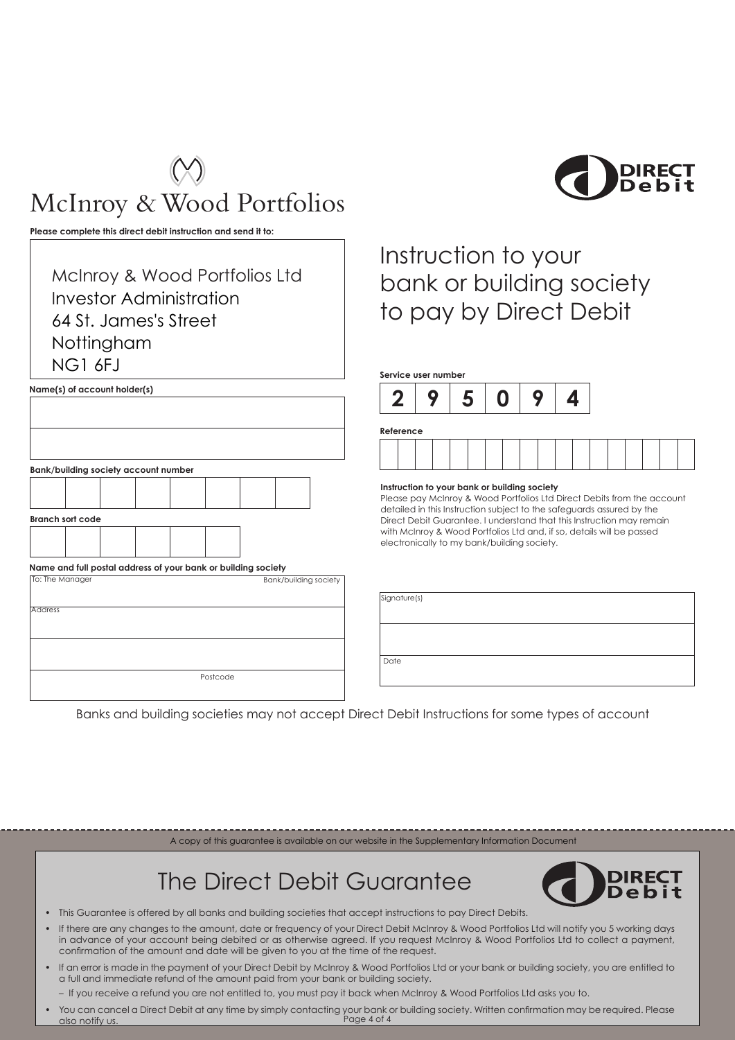McInroy & Wood Portfolios

DIRECT Debit

**Please complete this direct debit instruction and send it to:**

McInroy & Wood Portfolios Ltd
Investor Administration
64 St. James's Street
Nottingham
NG1 6FJ

# Instruction to your bank or building society to pay by Direct Debit

**Name(s) of account holder(s)**

**Service user number**

| 2 | 9 | 5 | 0 | 9 | 4 |
|---|---|---|---|---|---|

**Reference**

**Bank/building society account number**

**Branch sort code**

**Instruction to your bank or building society**
Please pay McInroy & Wood Portfolios Ltd Direct Debits from the account detailed in this Instruction subject to the safeguards assured by the Direct Debit Guarantee. I understand that this Instruction may remain with McInroy & Wood Portfolios Ltd and, if so, details will be passed electronically to my bank/building society.

**Name and full postal address of your bank or building society**

To: The Manager                                   Bank/building society

Address

Postcode

Signature(s)

Date

Banks and building societies may not accept Direct Debit Instructions for some types of account

A copy of this guarantee is available on our website in the Supplementary Information Document

## The Direct Debit Guarantee

DIRECT Debit

- This Guarantee is offered by all banks and building societies that accept instructions to pay Direct Debits.
- If there are any changes to the amount, date or frequency of your Direct Debit McInroy & Wood Portfolios Ltd will notify you 5 working days in advance of your account being debited or as otherwise agreed. If you request McInroy & Wood Portfolios Ltd to collect a payment, confirmation of the amount and date will be given to you at the time of the request.
- If an error is made in the payment of your Direct Debit by McInroy & Wood Portfolios Ltd or your bank or building society, you are entitled to a full and immediate refund of the amount paid from your bank or building society.
  - If you receive a refund you are not entitled to, you must pay it back when McInroy & Wood Portfolios Ltd asks you to.
- You can cancel a Direct Debit at any time by simply contacting your bank or building society. Written confirmation may be required. Please also notify us.